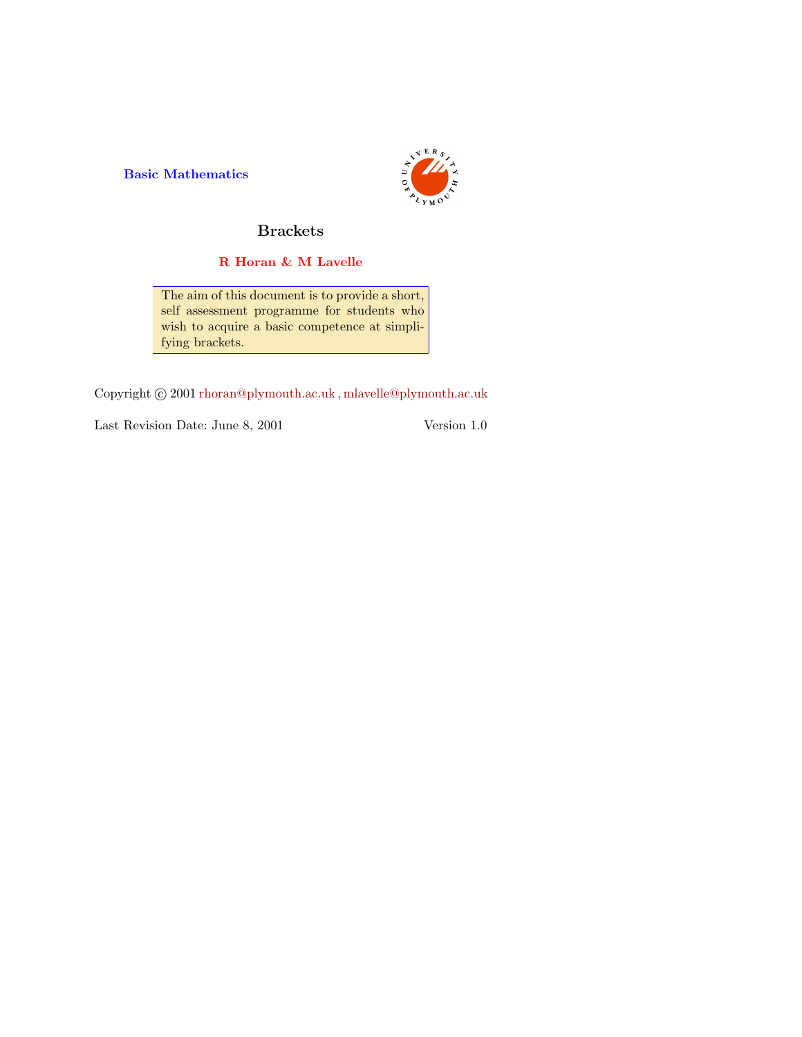Basic Mathematics

# Brackets

**R Horan & M Lavelle**

The aim of this document is to provide a short, self assessment programme for students who wish to acquire a basic competence at simplifying brackets.

Copyright © 2001 rhoran@plymouth.ac.uk , mlavelle@plymouth.ac.uk

Last Revision Date: June 8, 2001 Version 1.0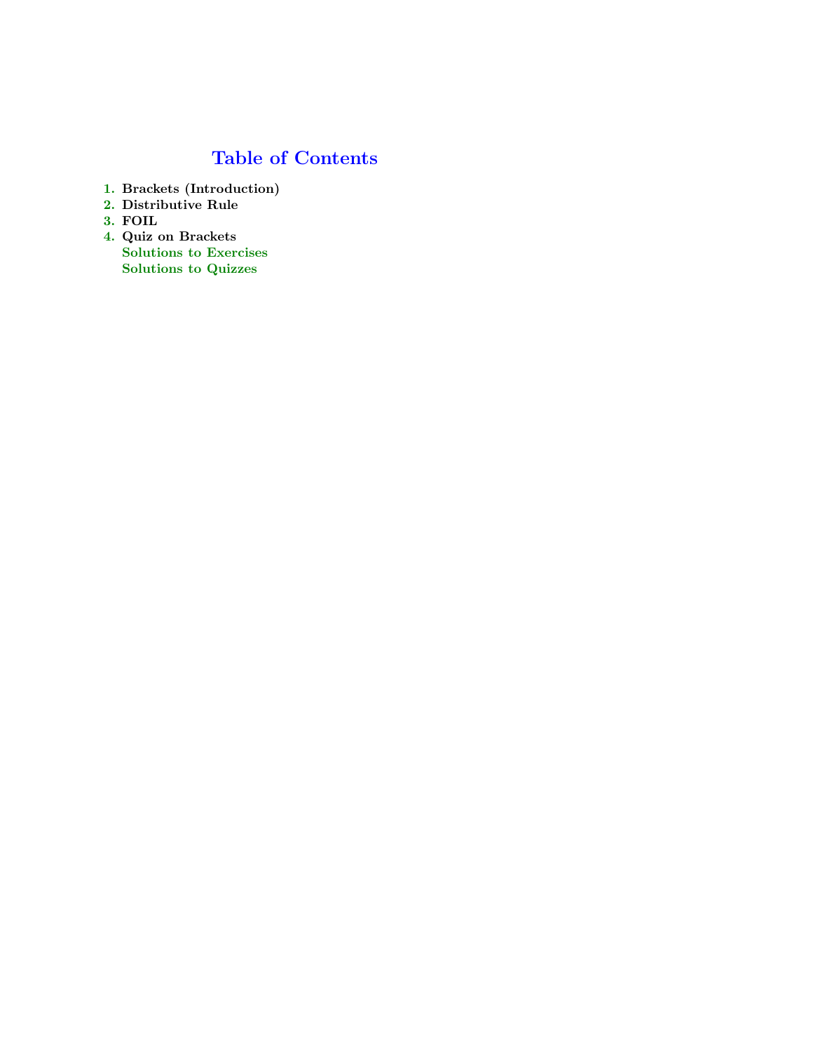# Table of Contents

1. Brackets (Introduction)
2. Distributive Rule
3. FOIL
4. Quiz on Brackets

   Solutions to Exercises

   Solutions to Quizzes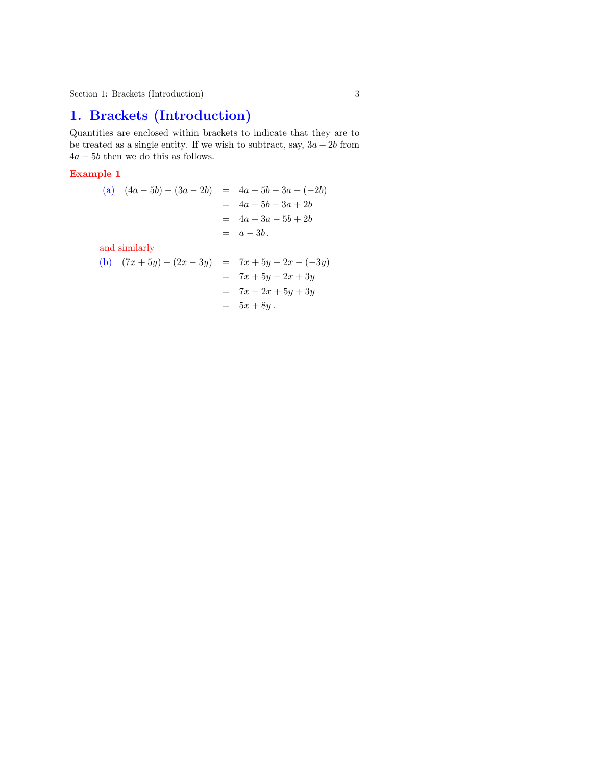# 1. Brackets (Introduction)

Quantities are enclosed within brackets to indicate that they are to be treated as a single entity. If we wish to subtract, say, $3a - 2b$ from $4a - 5b$ then we do this as follows.

**Example 1**

(a)
$$
\begin{aligned}
(4a - 5b) - (3a - 2b) &= 4a - 5b - 3a - (-2b) \\
&= 4a - 5b - 3a + 2b \\
&= 4a - 3a - 5b + 2b \\
&= a - 3b\,.
\end{aligned}
$$

and similarly

(b)
$$
\begin{aligned}
(7x + 5y) - (2x - 3y) &= 7x + 5y - 2x - (-3y) \\
&= 7x + 5y - 2x + 3y \\
&= 7x - 2x + 5y + 3y \\
&= 5x + 8y\,.
\end{aligned}
$$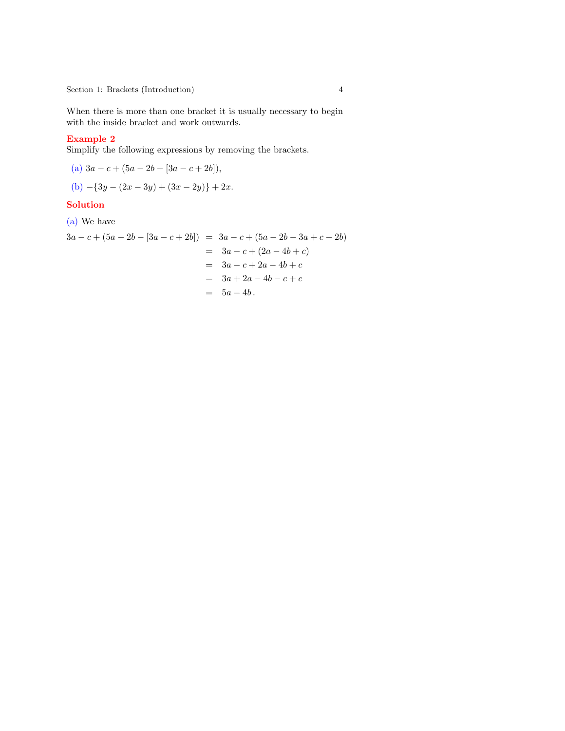When there is more than one bracket it is usually necessary to begin with the inside bracket and work outwards.

**Example 2**
Simplify the following expressions by removing the brackets.

(a) $3a - c + (5a - 2b - [3a - c + 2b])$,

(b) $-\{3y - (2x - 3y) + (3x - 2y)\} + 2x$.

**Solution**

(a) We have

$$
\begin{aligned}
3a - c + (5a - 2b - [3a - c + 2b]) &= 3a - c + (5a - 2b - 3a + c - 2b) \\
&= 3a - c + (2a - 4b + c) \\
&= 3a - c + 2a - 4b + c \\
&= 3a + 2a - 4b - c + c \\
&= 5a - 4b\,.
\end{aligned}
$$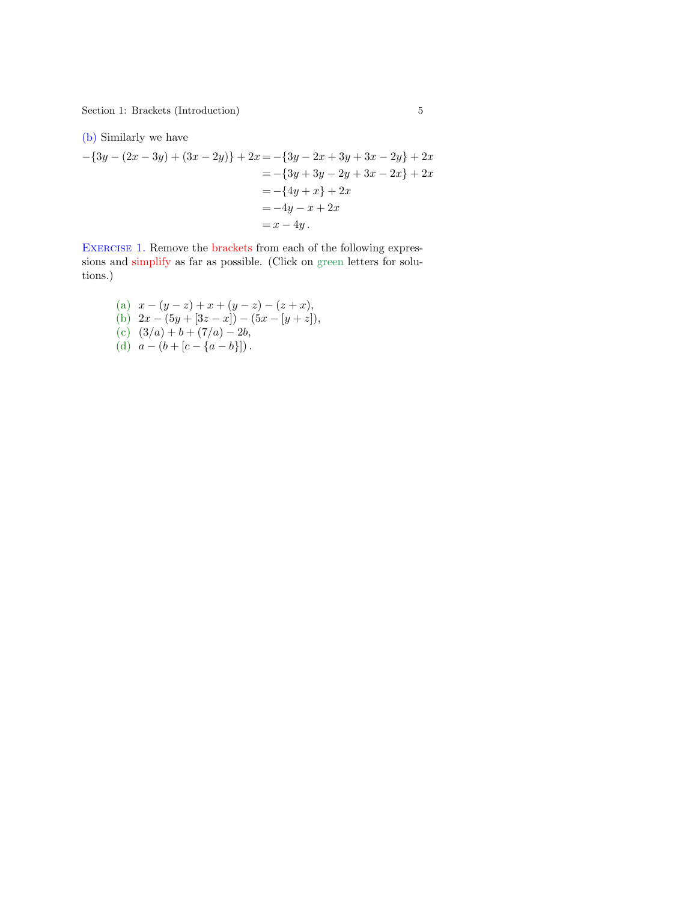(b) Similarly we have

$$
\begin{aligned}
-\{3y-(2x-3y)+(3x-2y)\}+2x &= -\{3y-2x+3y+3x-2y\}+2x \\
&= -\{3y+3y-2y+3x-2x\}+2x \\
&= -\{4y+x\}+2x \\
&= -4y-x+2x \\
&= x-4y\,.
\end{aligned}
$$

**Exercise 1.** Remove the brackets from each of the following expressions and simplify as far as possible. (Click on green letters for solutions.)

(a) $x-(y-z)+x+(y-z)-(z+x)$,
(b) $2x-(5y+[3z-x])-(5x-[y+z])$,
(c) $(3/a)+b+(7/a)-2b$,
(d) $a-(b+[c-\{a-b\}])\,$.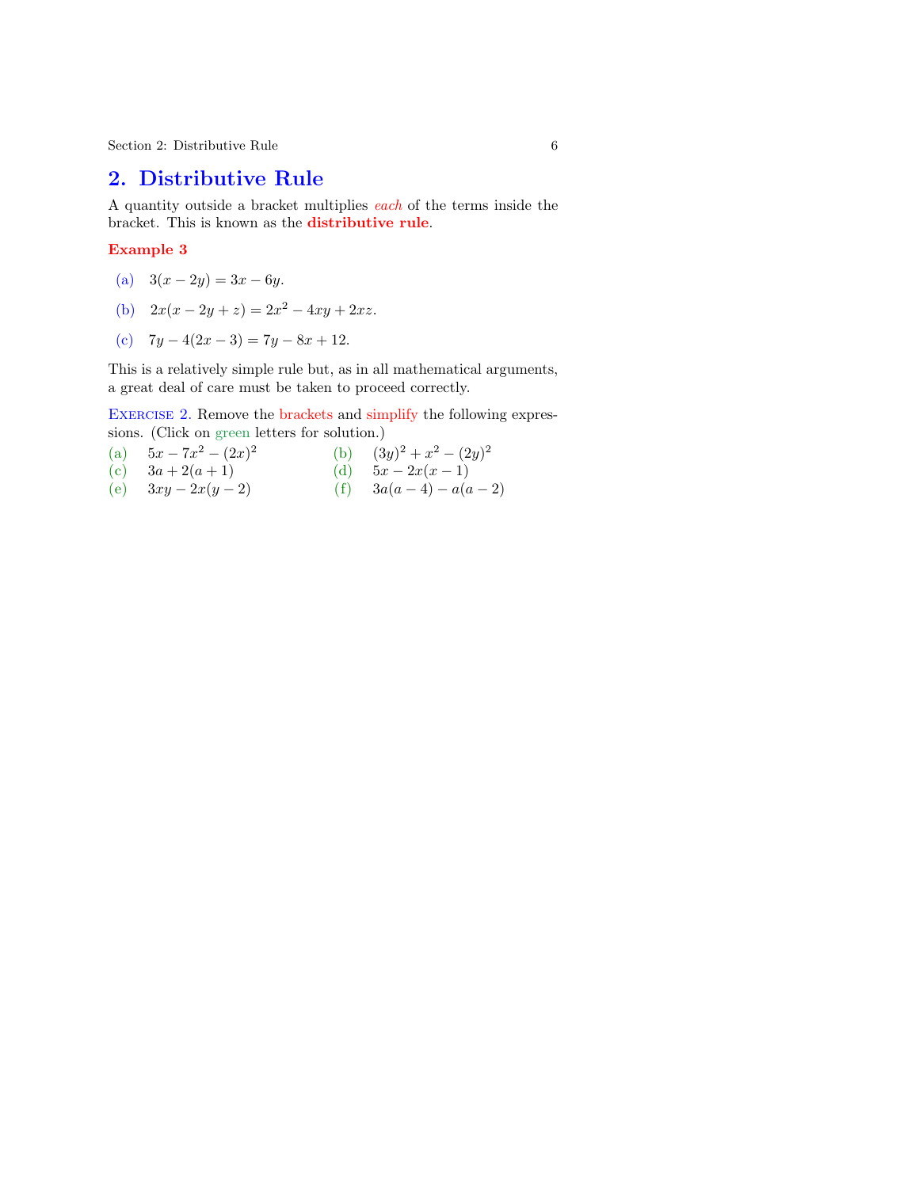## 2. Distributive Rule

A quantity outside a bracket multiplies *each* of the terms inside the bracket. This is known as the **distributive rule**.

**Example 3**

(a) $3(x-2y) = 3x - 6y$.

(b) $2x(x-2y+z) = 2x^2 - 4xy + 2xz$.

(c) $7y - 4(2x-3) = 7y - 8x + 12$.

This is a relatively simple rule but, as in all mathematical arguments, a great deal of care must be taken to proceed correctly.

EXERCISE 2. Remove the brackets and simplify the following expressions. (Click on green letters for solution.)

(a) $5x - 7x^2 - (2x)^2$ (b) $(3y)^2 + x^2 - (2y)^2$

(c) $3a + 2(a+1)$ (d) $5x - 2x(x-1)$

(e) $3xy - 2x(y-2)$ (f) $3a(a-4) - a(a-2)$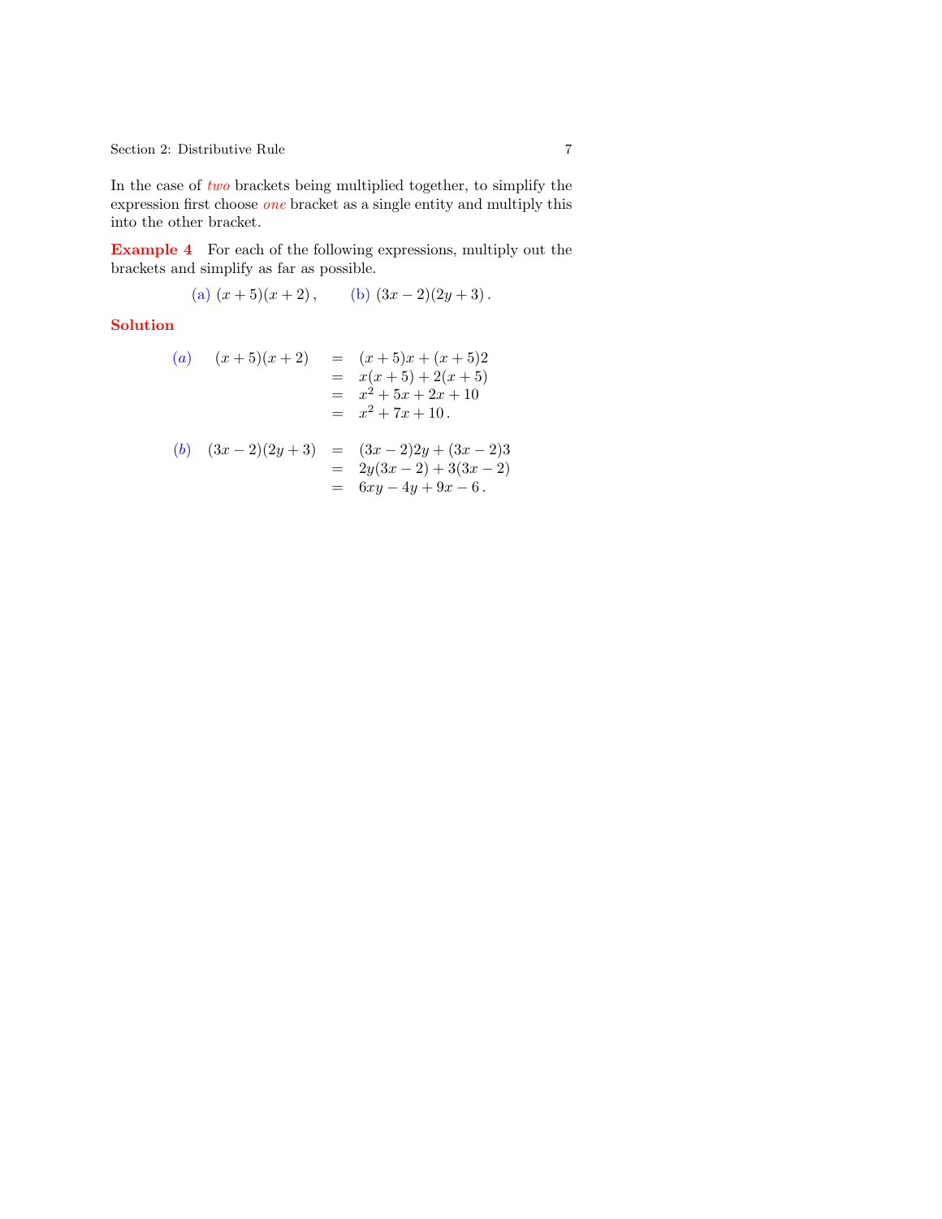In the case of *two* brackets being multiplied together, to simplify the expression first choose *one* bracket as a single entity and multiply this into the other bracket.

**Example 4** For each of the following expressions, multiply out the brackets and simplify as far as possible.

(a) $(x+5)(x+2)\,,\qquad$ (b) $(3x-2)(2y+3)\,.$

**Solution**

(a)
$$
\begin{aligned}
(x+5)(x+2) &= (x+5)x + (x+5)2 \\
&= x(x+5) + 2(x+5) \\
&= x^2 + 5x + 2x + 10 \\
&= x^2 + 7x + 10\,.
\end{aligned}
$$

(b)
$$
\begin{aligned}
(3x-2)(2y+3) &= (3x-2)2y + (3x-2)3 \\
&= 2y(3x-2) + 3(3x-2) \\
&= 6xy - 4y + 9x - 6\,.
\end{aligned}
$$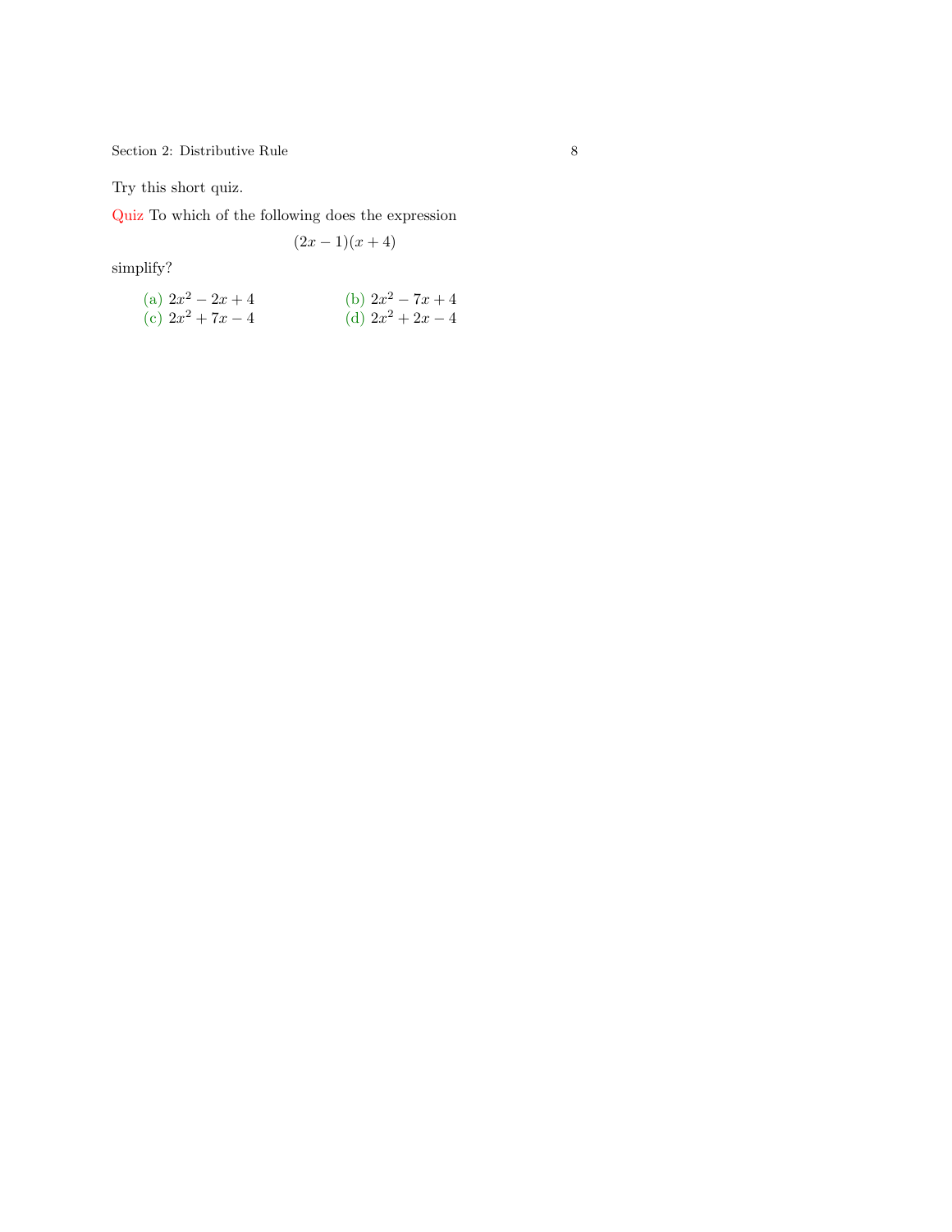Try this short quiz.

**Quiz** To which of the following does the expression

$$(2x - 1)(x + 4)$$

simplify?

(a) $2x^2 - 2x + 4$ (b) $2x^2 - 7x + 4$
(c) $2x^2 + 7x - 4$ (d) $2x^2 + 2x - 4$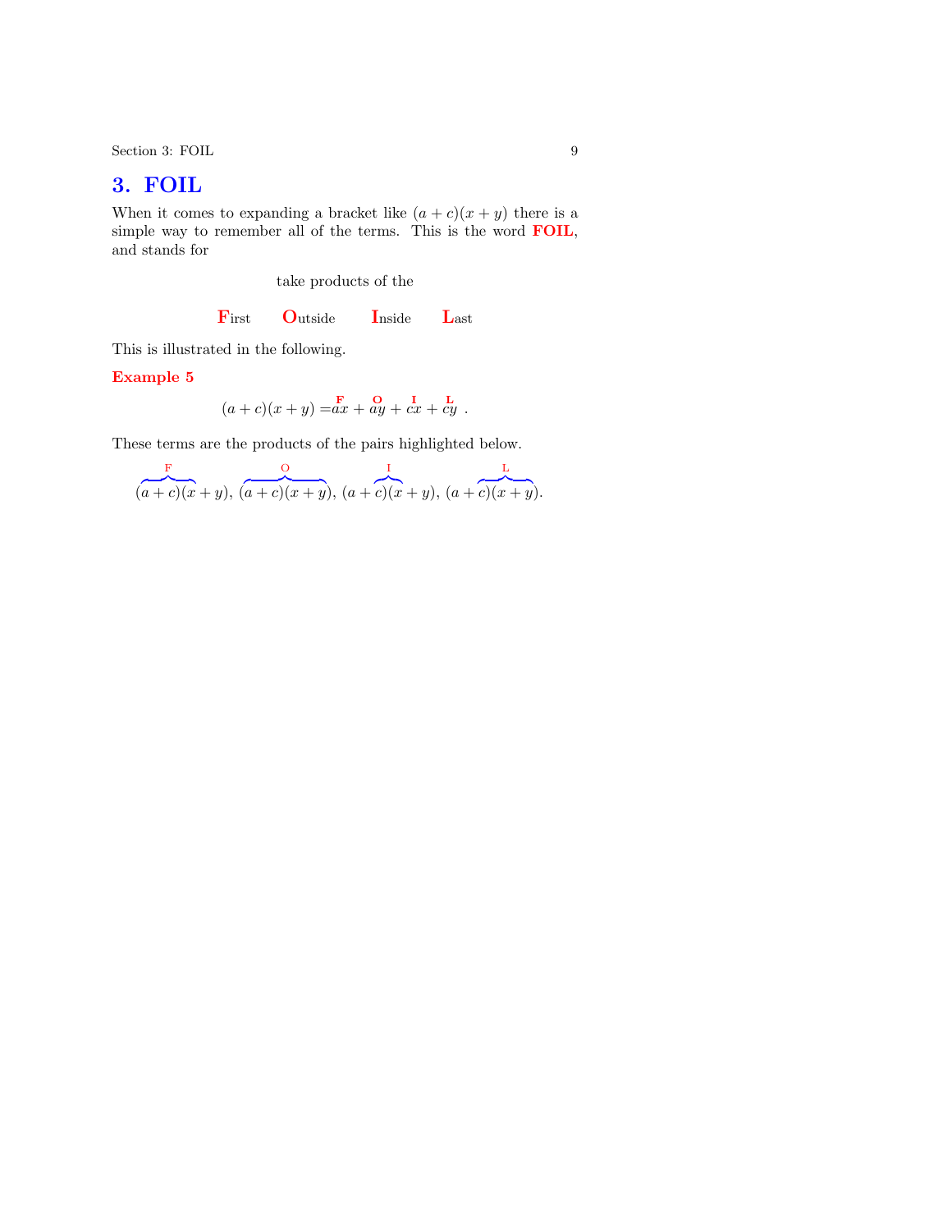## 3. FOIL

When it comes to expanding a bracket like $(a + c)(x + y)$ there is a simple way to remember all of the terms. This is the word **FOIL**, and stands for

take products of the

**F**irst **O**utside **I**nside **L**ast

This is illustrated in the following.

**Example 5**

$$(a + c)(x + y) = \overset{\mathbf{F}}{ax} + \overset{\mathbf{O}}{ay} + \overset{\mathbf{I}}{cx} + \overset{\mathbf{L}}{cy}\ .$$

These terms are the products of the pairs highlighted below.

$$\overbrace{(a + c)(x}^{\text{F}} + y),\ \overbrace{(a + c)(x + y)}^{\text{O}},\ (a + \overbrace{c)(x}^{\text{I}} + y),\ (a + \overbrace{c)(x + y)}^{\text{L}}.$$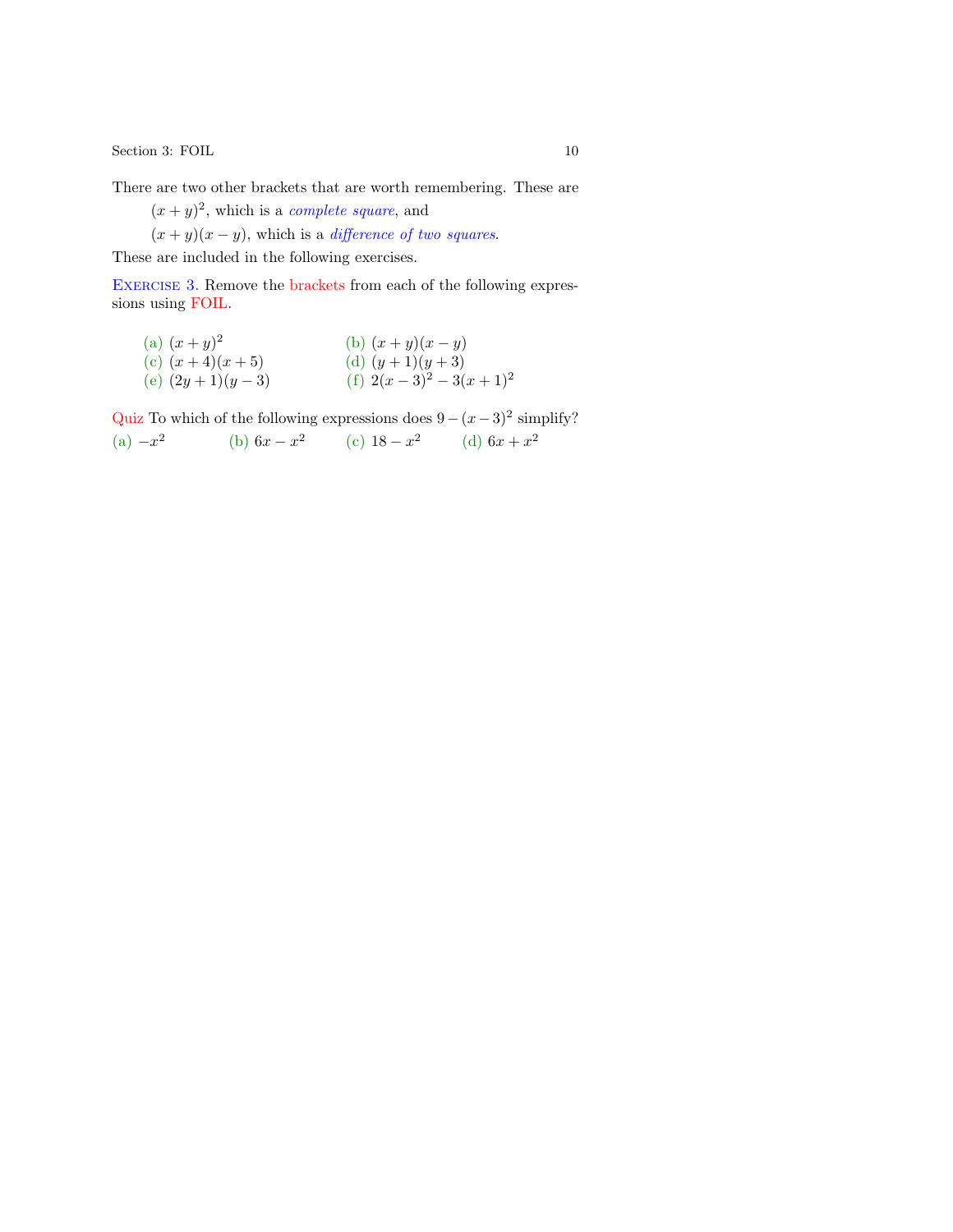There are two other brackets that are worth remembering. These are

$(x + y)^2$, which is a *complete square*, and

$(x + y)(x - y)$, which is a *difference of two squares*.

These are included in the following exercises.

**Exercise 3.** Remove the brackets from each of the following expressions using FOIL.

(a) $(x + y)^2$ (b) $(x + y)(x - y)$

(c) $(x + 4)(x + 5)$ (d) $(y + 1)(y + 3)$

(e) $(2y + 1)(y - 3)$ (f) $2(x - 3)^2 - 3(x + 1)^2$

**Quiz** To which of the following expressions does $9 - (x - 3)^2$ simplify?

(a) $-x^2$ (b) $6x - x^2$ (c) $18 - x^2$ (d) $6x + x^2$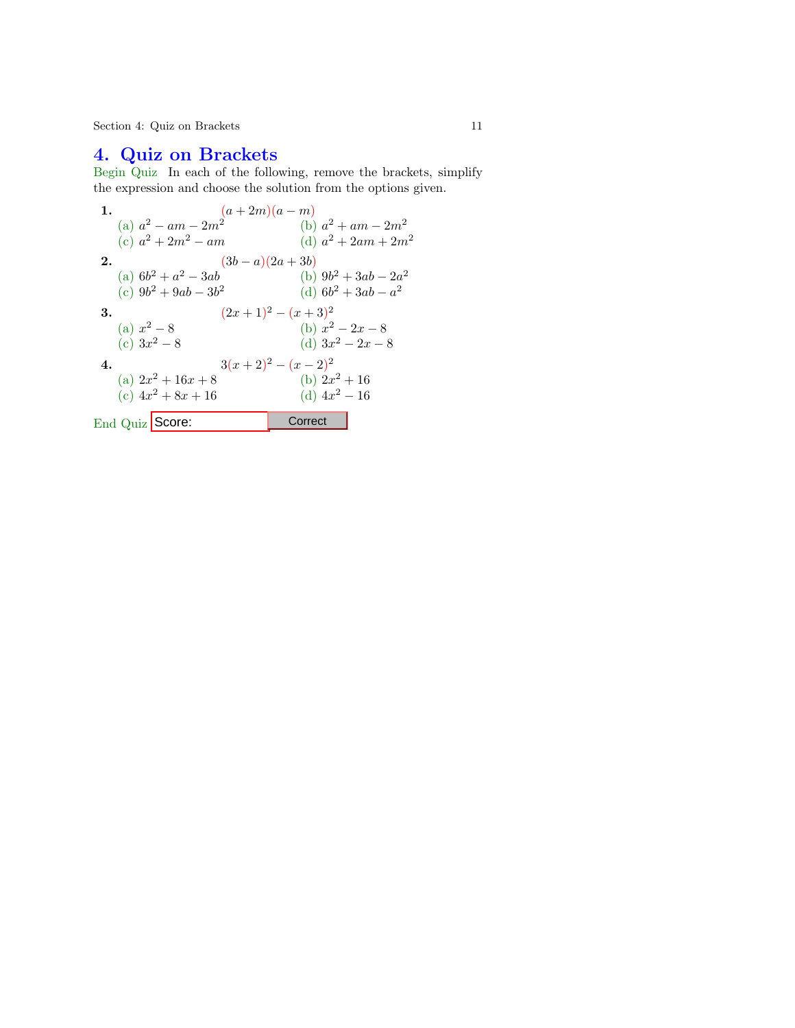# 4. Quiz on Brackets

Begin Quiz In each of the following, remove the brackets, simplify the expression and choose the solution from the options given.

**1.** $(a + 2m)(a - m)$

(a) $a^2 - am - 2m^2$  (b) $a^2 + am - 2m^2$

(c) $a^2 + 2m^2 - am$  (d) $a^2 + 2am + 2m^2$

**2.** $(3b - a)(2a + 3b)$

(a) $6b^2 + a^2 - 3ab$  (b) $9b^2 + 3ab - 2a^2$

(c) $9b^2 + 9ab - 3b^2$  (d) $6b^2 + 3ab - a^2$

**3.** $(2x + 1)^2 - (x + 3)^2$

(a) $x^2 - 8$  (b) $x^2 - 2x - 8$

(c) $3x^2 - 8$  (d) $3x^2 - 2x - 8$

**4.** $3(x + 2)^2 - (x - 2)^2$

(a) $2x^2 + 16x + 8$  (b) $2x^2 + 16$

(c) $4x^2 + 8x + 16$  (d) $4x^2 - 16$

End Quiz Score: Correct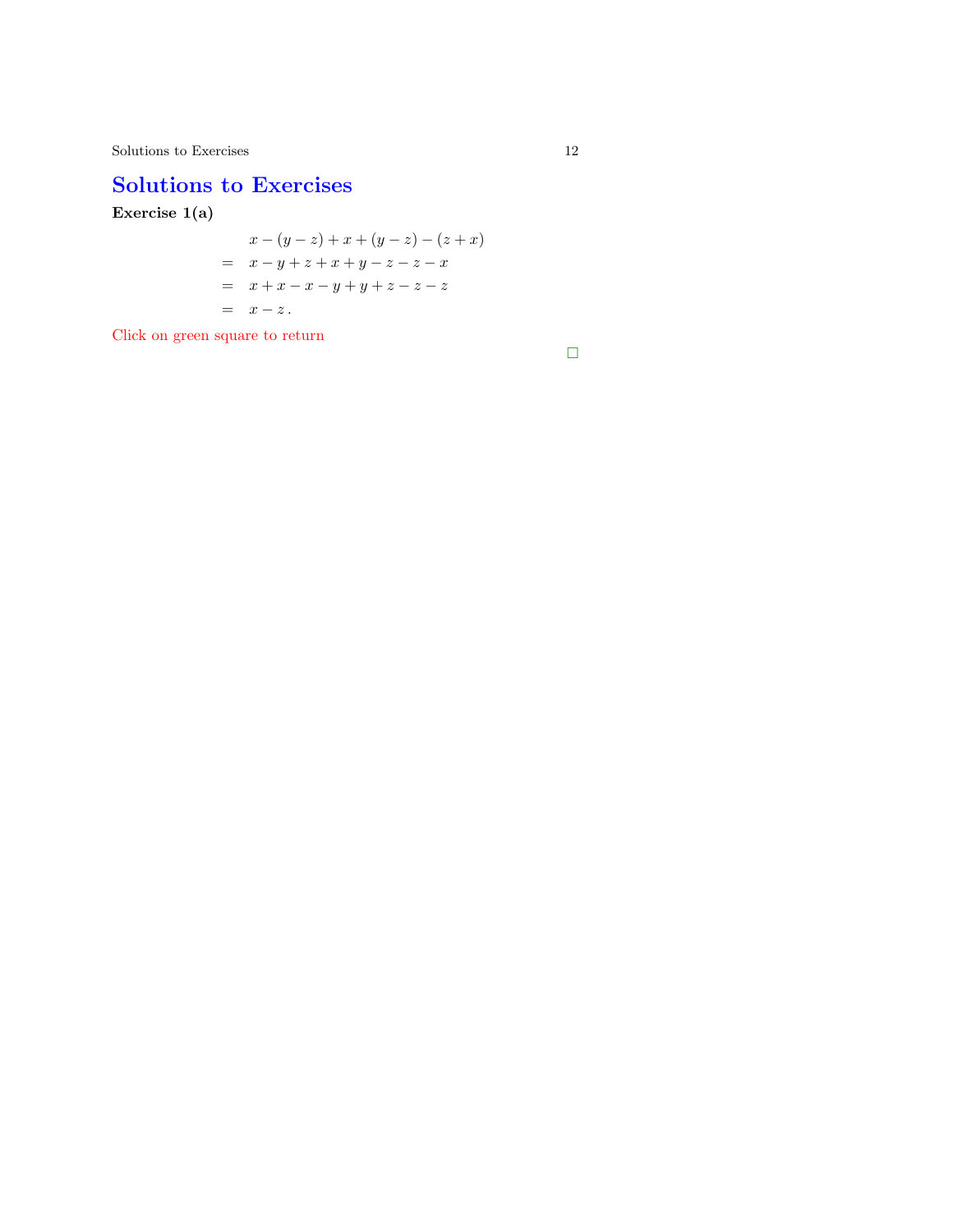# Solutions to Exercises

**Exercise 1(a)**

$$
\begin{aligned}
& x-(y-z)+x+(y-z)-(z+x) \\
= \;& x-y+z+x+y-z-z-x \\
= \;& x+x-x-y+y+z-z-z \\
= \;& x-z\,.
\end{aligned}
$$

Click on green square to return

□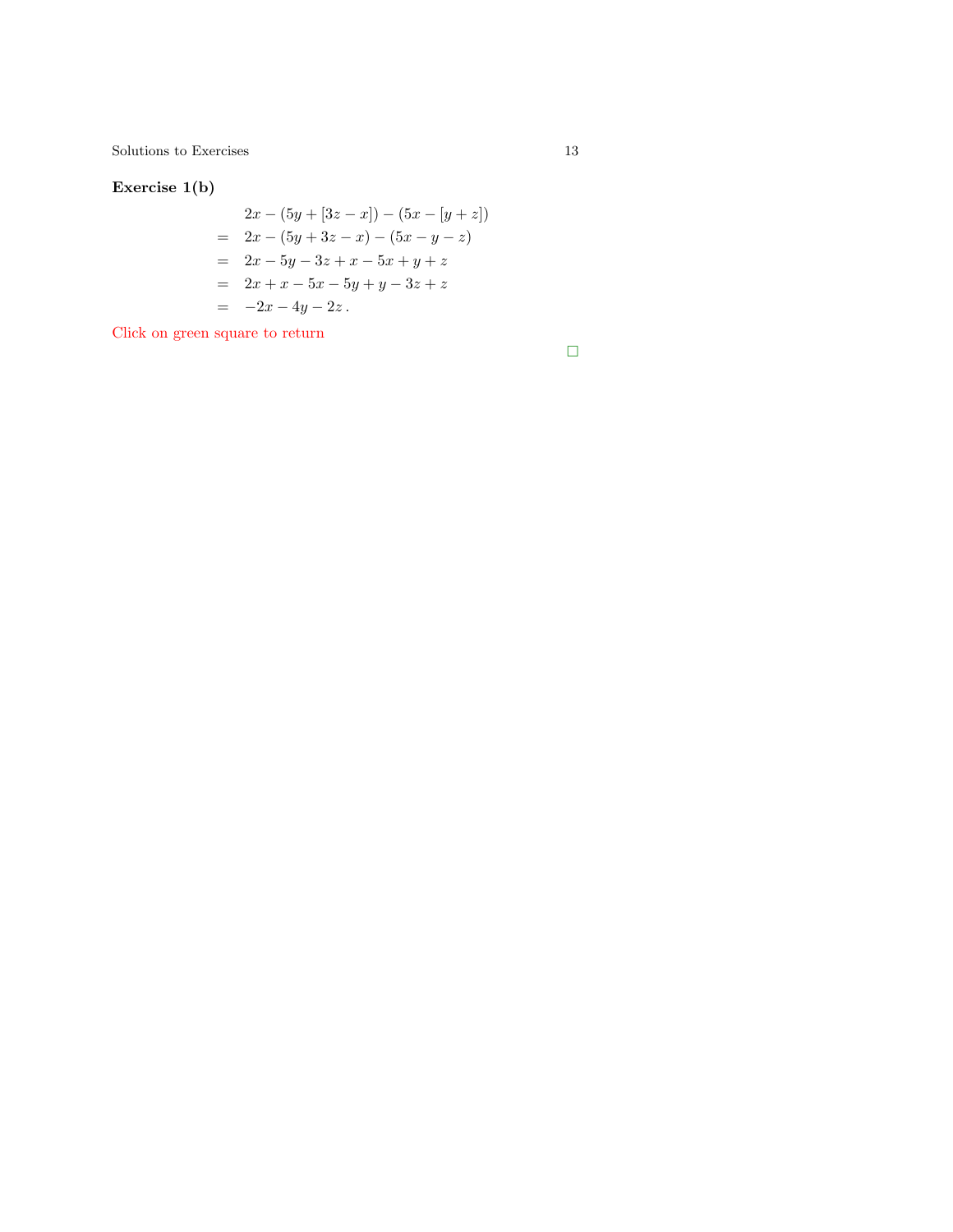**Exercise 1(b)**

$$
\begin{aligned}
& 2x - (5y + [3z - x]) - (5x - [y + z]) \\
= \;& 2x - (5y + 3z - x) - (5x - y - z) \\
= \;& 2x - 5y - 3z + x - 5x + y + z \\
= \;& 2x + x - 5x - 5y + y - 3z + z \\
= \;& -2x - 4y - 2z\,.
\end{aligned}
$$

Click on green square to return

□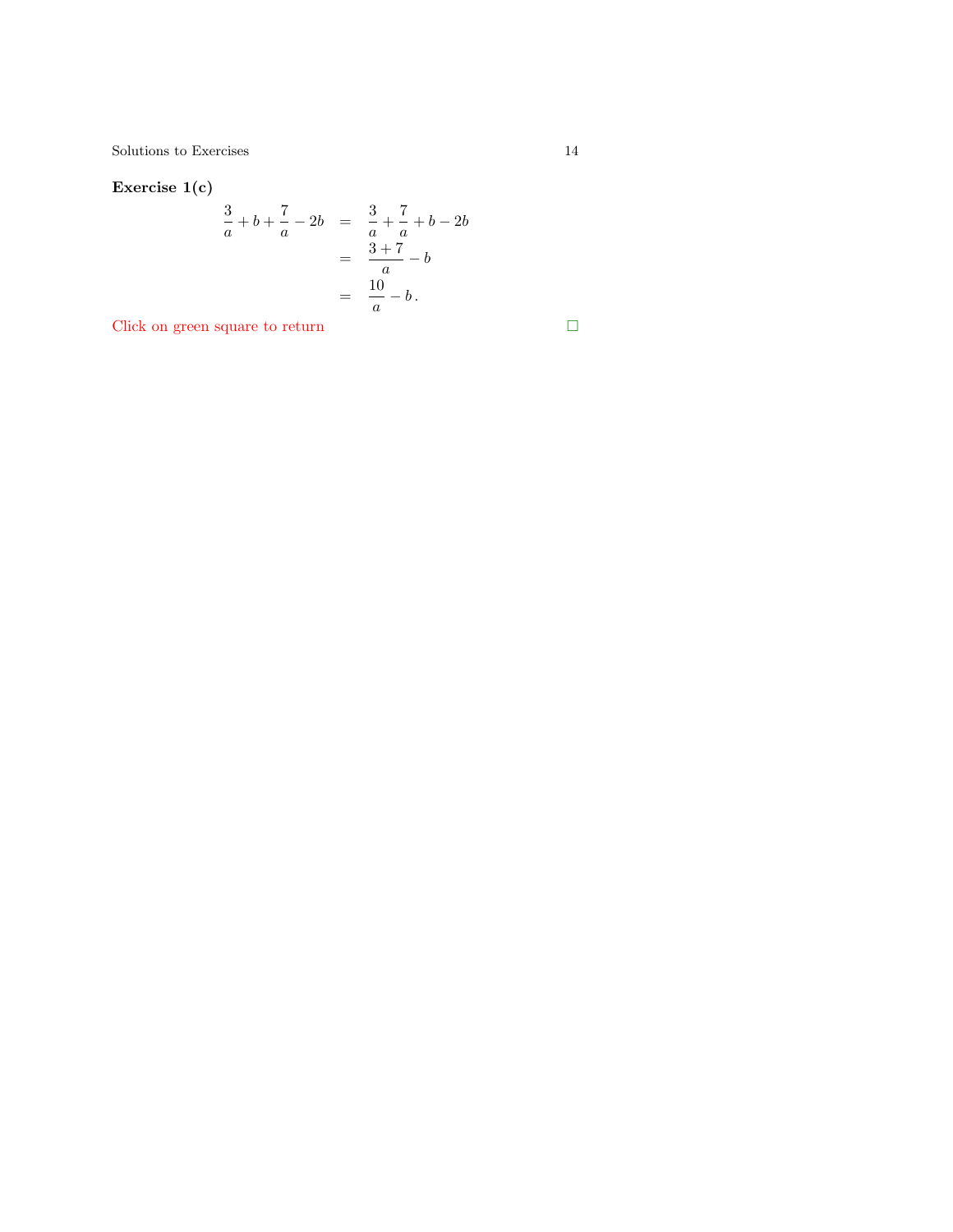**Exercise 1(c)**

$$
\begin{aligned}
\frac{3}{a} + b + \frac{7}{a} - 2b &= \frac{3}{a} + \frac{7}{a} + b - 2b \\
&= \frac{3+7}{a} - b \\
&= \frac{10}{a} - b\,.
\end{aligned}
$$

Click on green square to return □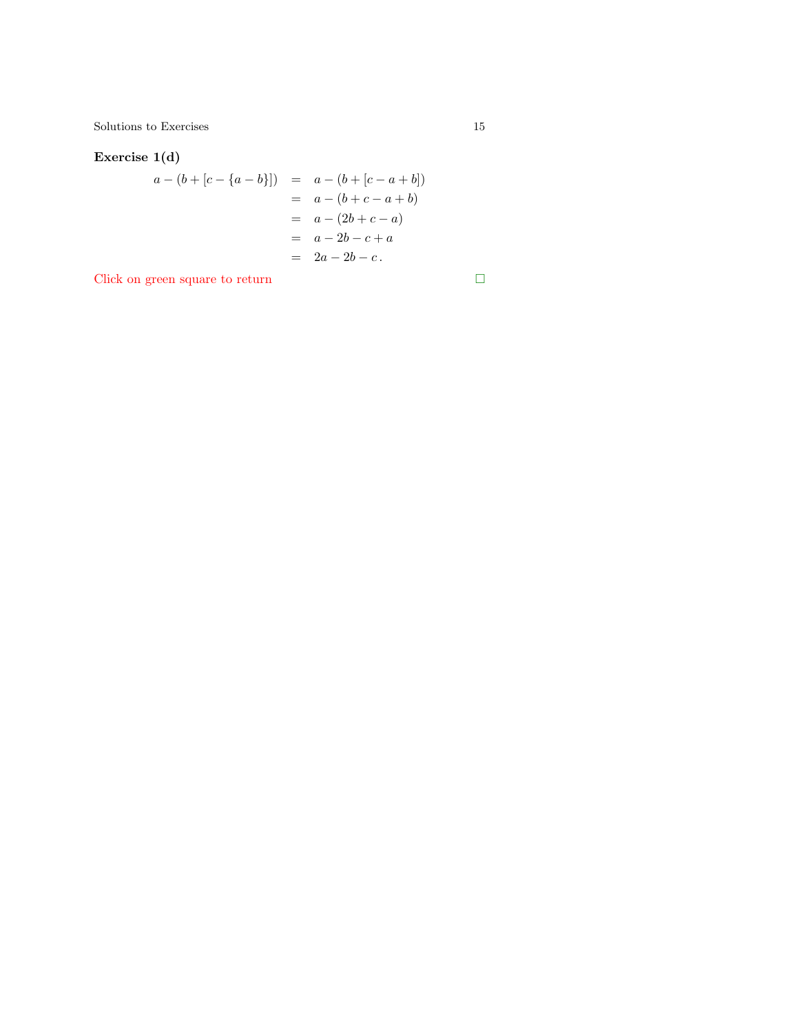**Exercise 1(d)**

$$
\begin{aligned}
a-(b+[c-\{a-b\}]) &= a-(b+[c-a+b]) \\
&= a-(b+c-a+b) \\
&= a-(2b+c-a) \\
&= a-2b-c+a \\
&= 2a-2b-c\,.
\end{aligned}
$$

Click on green square to return □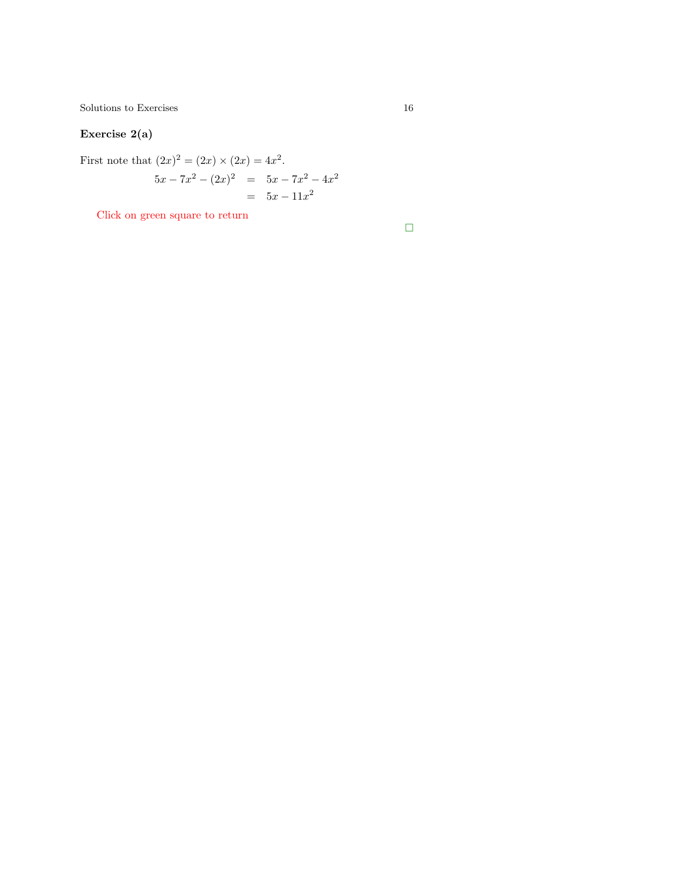**Exercise 2(a)**

First note that $(2x)^2 = (2x) \times (2x) = 4x^2$.

$$
\begin{aligned}
5x - 7x^2 - (2x)^2 &= 5x - 7x^2 - 4x^2 \\
&= 5x - 11x^2
\end{aligned}
$$

Click on green square to return

$\square$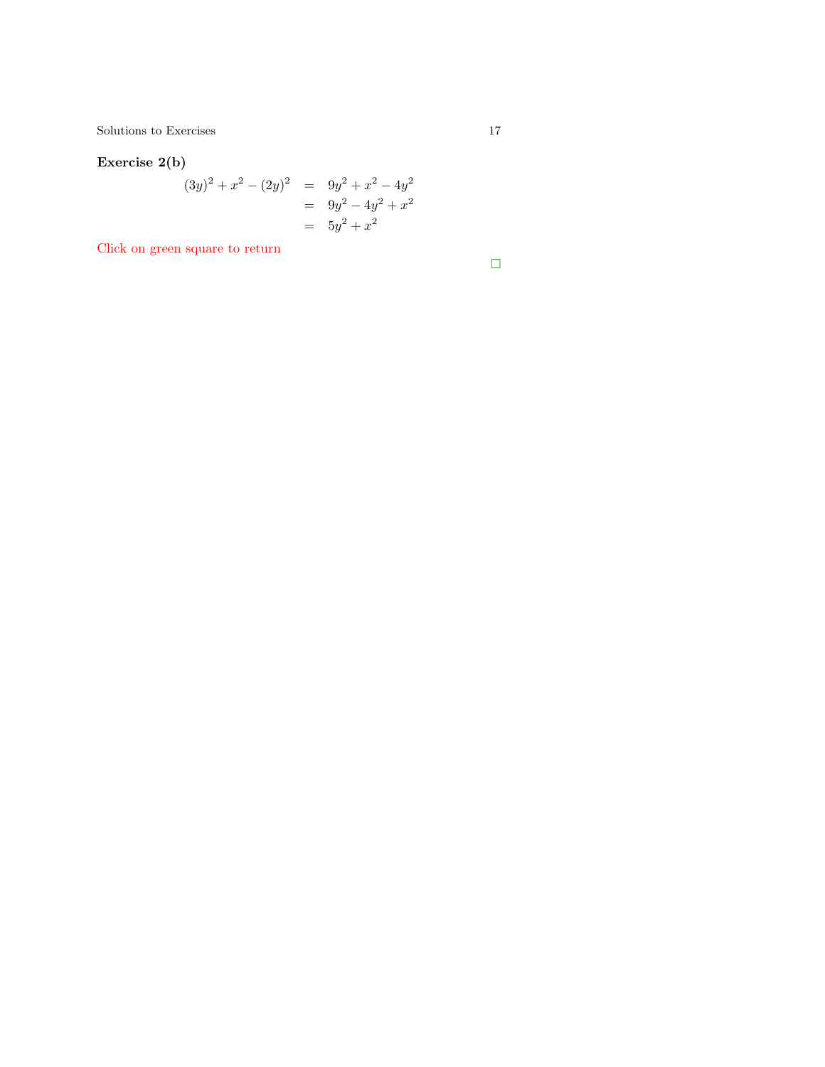**Exercise 2(b)**

$$
\begin{aligned}
(3y)^2 + x^2 - (2y)^2 &= 9y^2 + x^2 - 4y^2 \\
&= 9y^2 - 4y^2 + x^2 \\
&= 5y^2 + x^2
\end{aligned}
$$

Click on green square to return

□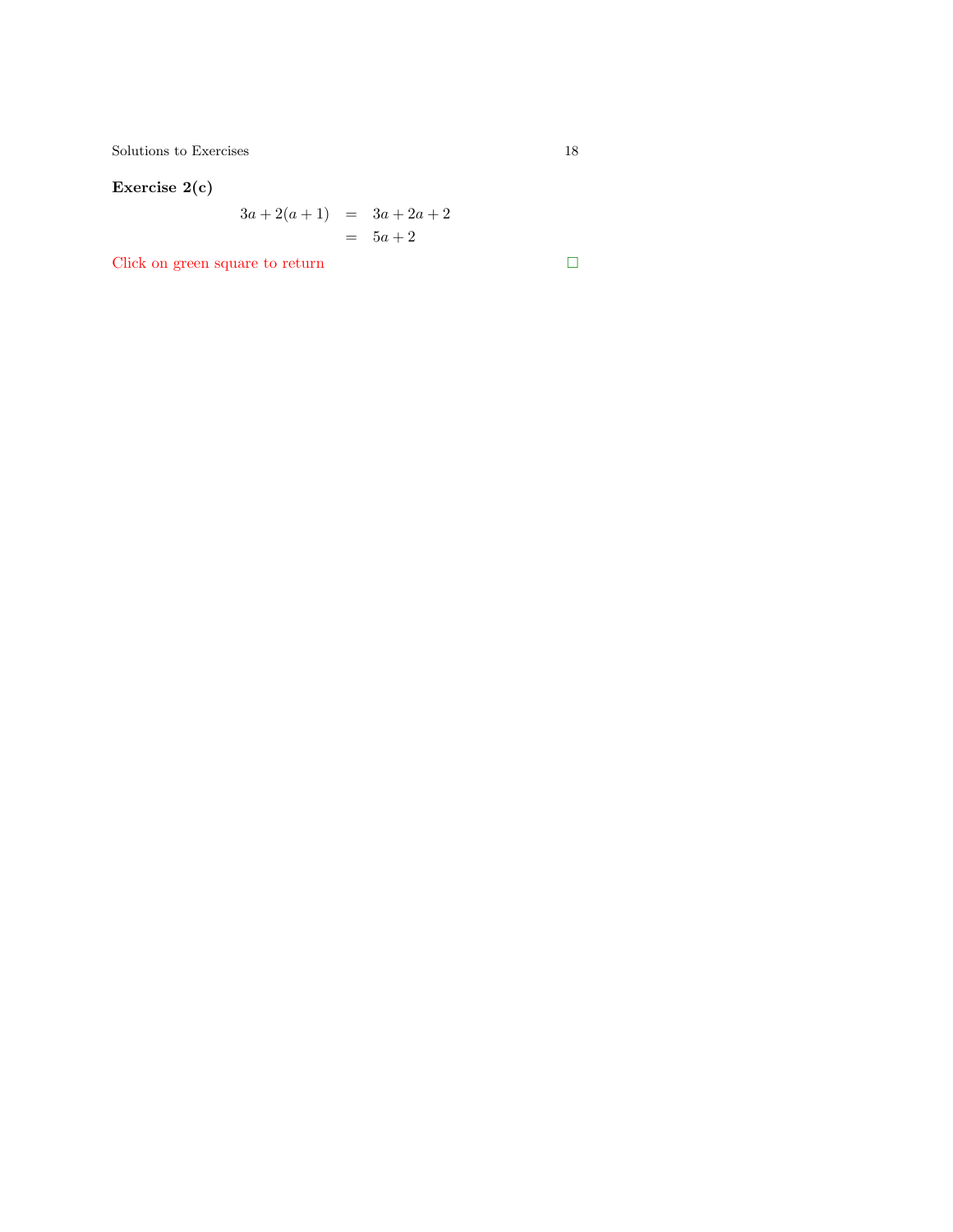**Exercise 2(c)**

$$
\begin{aligned}
3a + 2(a+1) &= 3a + 2a + 2 \\
&= 5a + 2
\end{aligned}
$$

Click on green square to return $\square$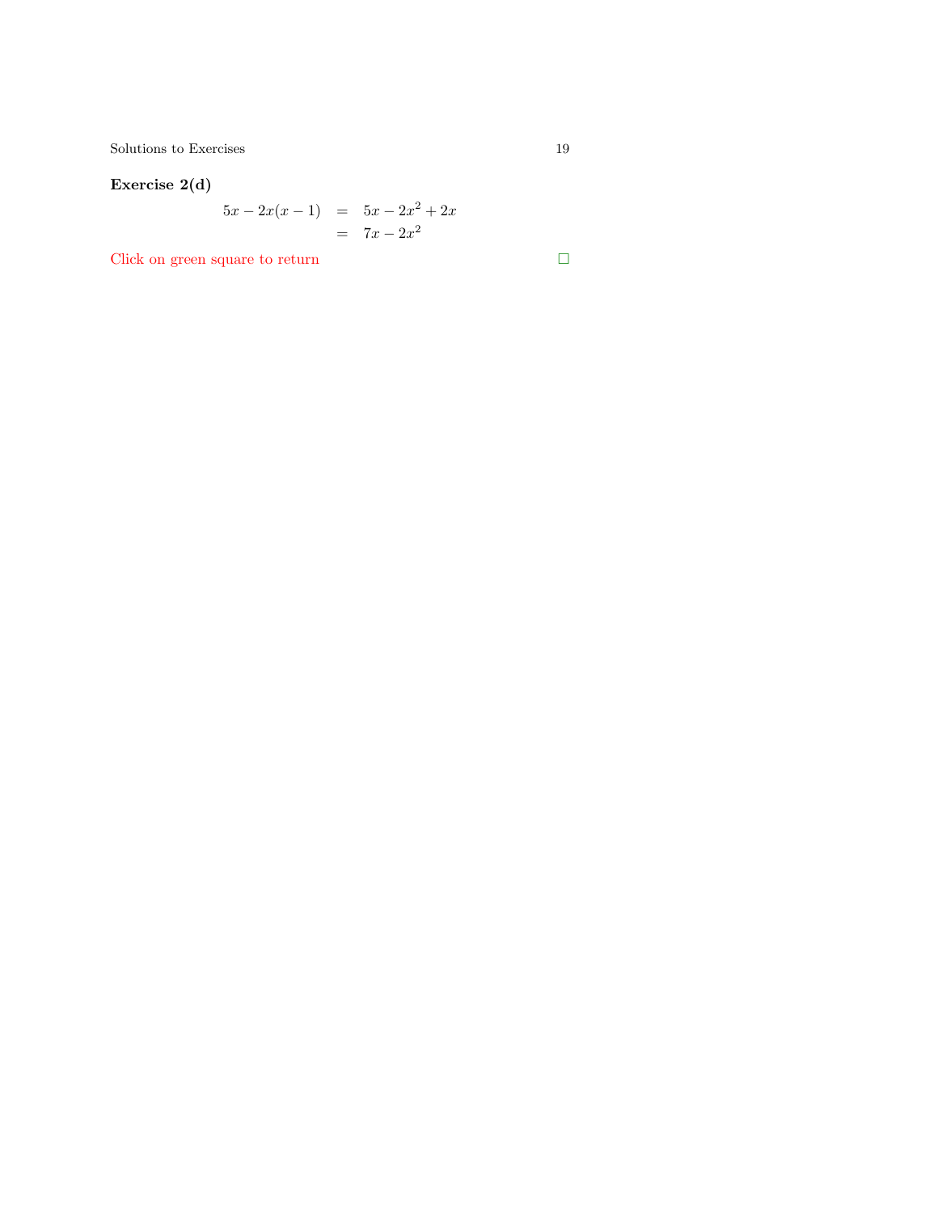**Exercise 2(d)**

$$\begin{aligned} 5x - 2x(x-1) &= 5x - 2x^2 + 2x \\ &= 7x - 2x^2 \end{aligned}$$

Click on green square to return □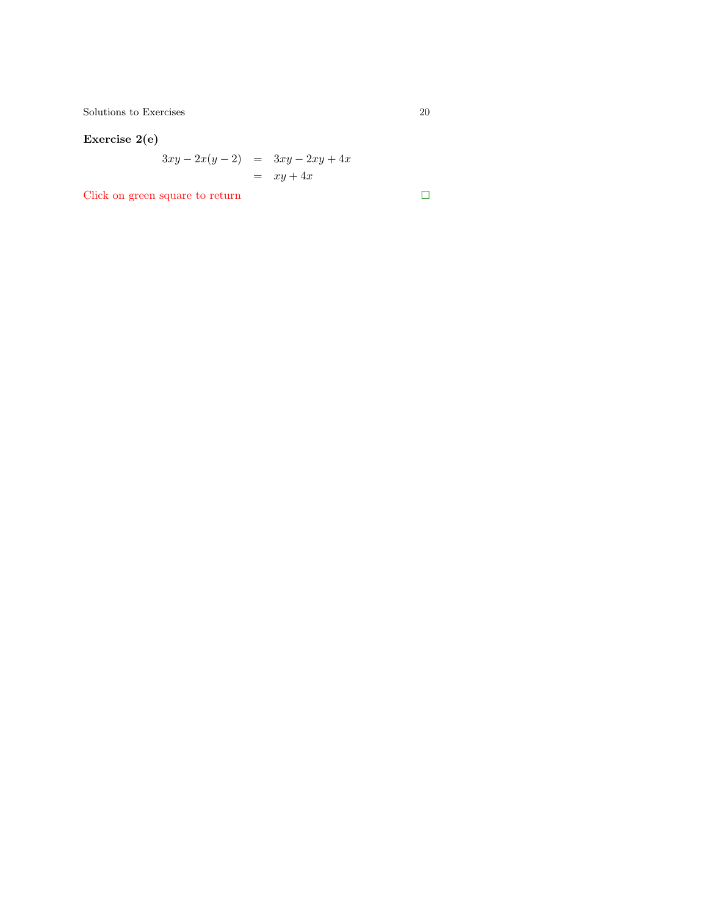**Exercise 2(e)**

$$
\begin{aligned}
3xy - 2x(y-2) &= 3xy - 2xy + 4x \\
&= xy + 4x
\end{aligned}
$$

Click on green square to return □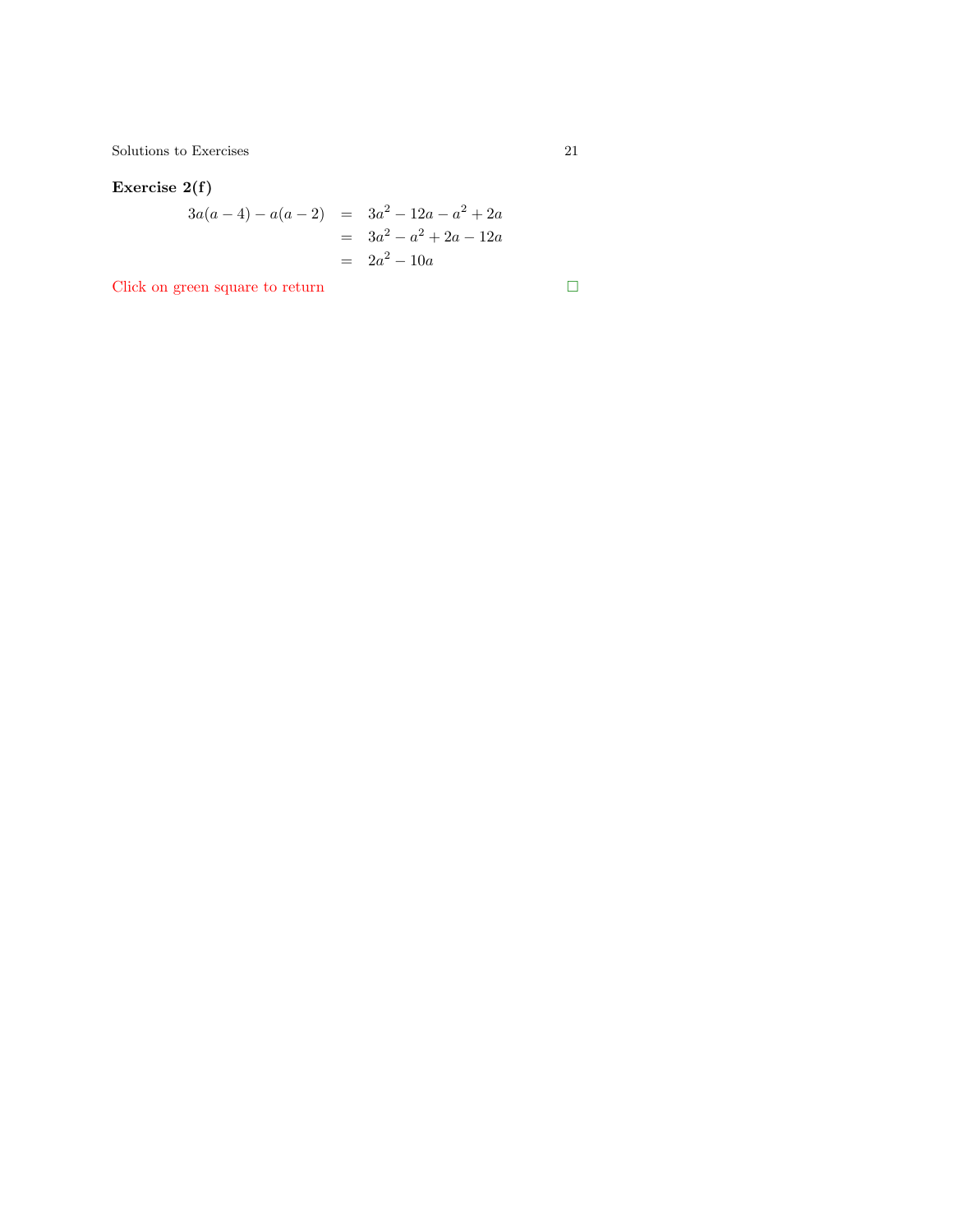**Exercise 2(f)**

$$
\begin{aligned}
3a(a-4) - a(a-2) &= 3a^2 - 12a - a^2 + 2a \\
&= 3a^2 - a^2 + 2a - 12a \\
&= 2a^2 - 10a
\end{aligned}
$$

Click on green square to return □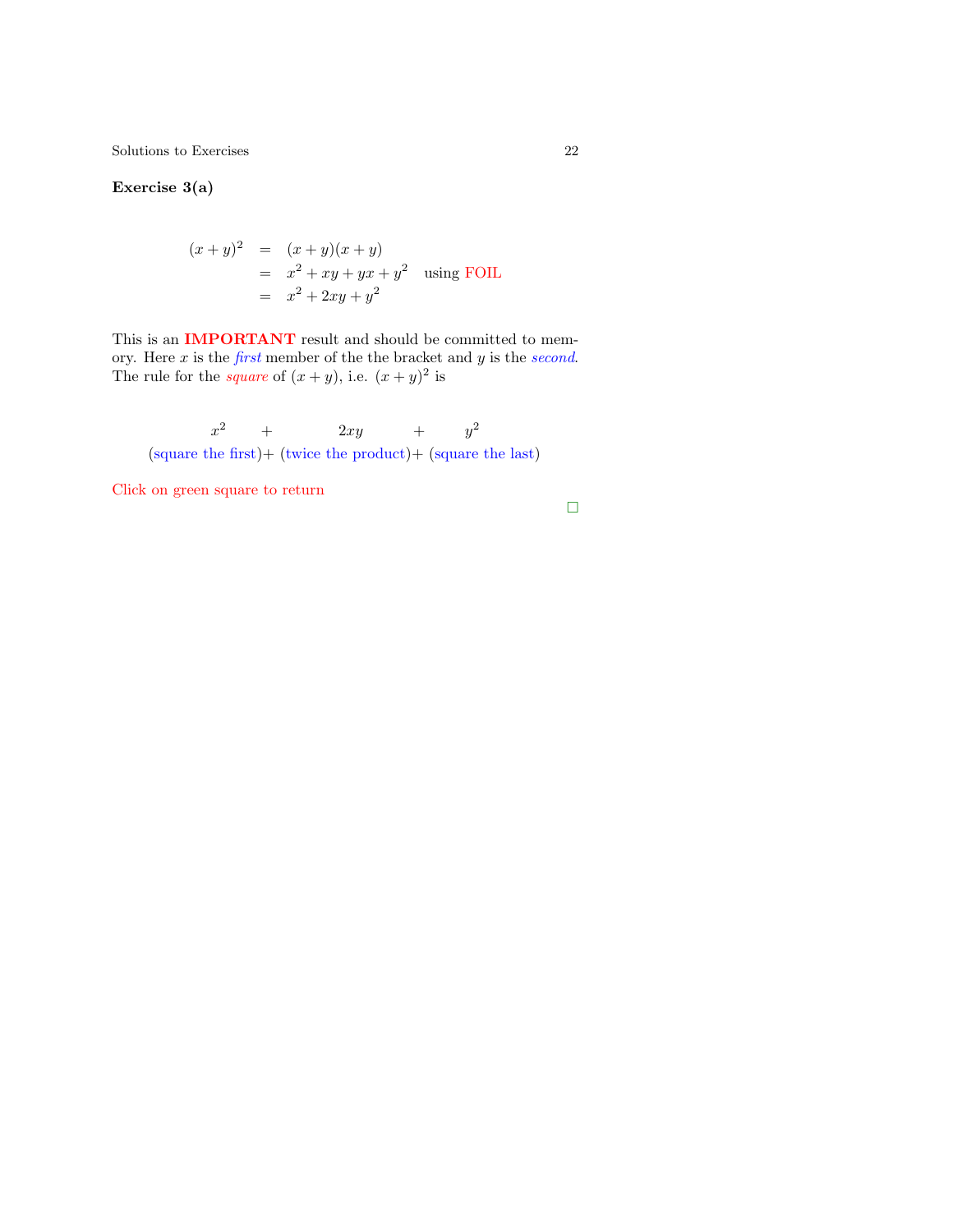**Exercise 3(a)**

$$
\begin{aligned}
(x+y)^2 &= (x+y)(x+y) \\
&= x^2 + xy + yx + y^2 \quad \text{using FOIL} \\
&= x^2 + 2xy + y^2
\end{aligned}
$$

This is an **IMPORTANT** result and should be committed to memory. Here $x$ is the *first* member of the the bracket and $y$ is the *second*. The rule for the *square* of $(x+y)$, i.e. $(x+y)^2$ is

$$
\begin{array}{ccccc}
x^2 & + & 2xy & + & y^2 \\
(\text{square the first}) & + & (\text{twice the product}) & + & (\text{square the last})
\end{array}
$$

Click on green square to return

□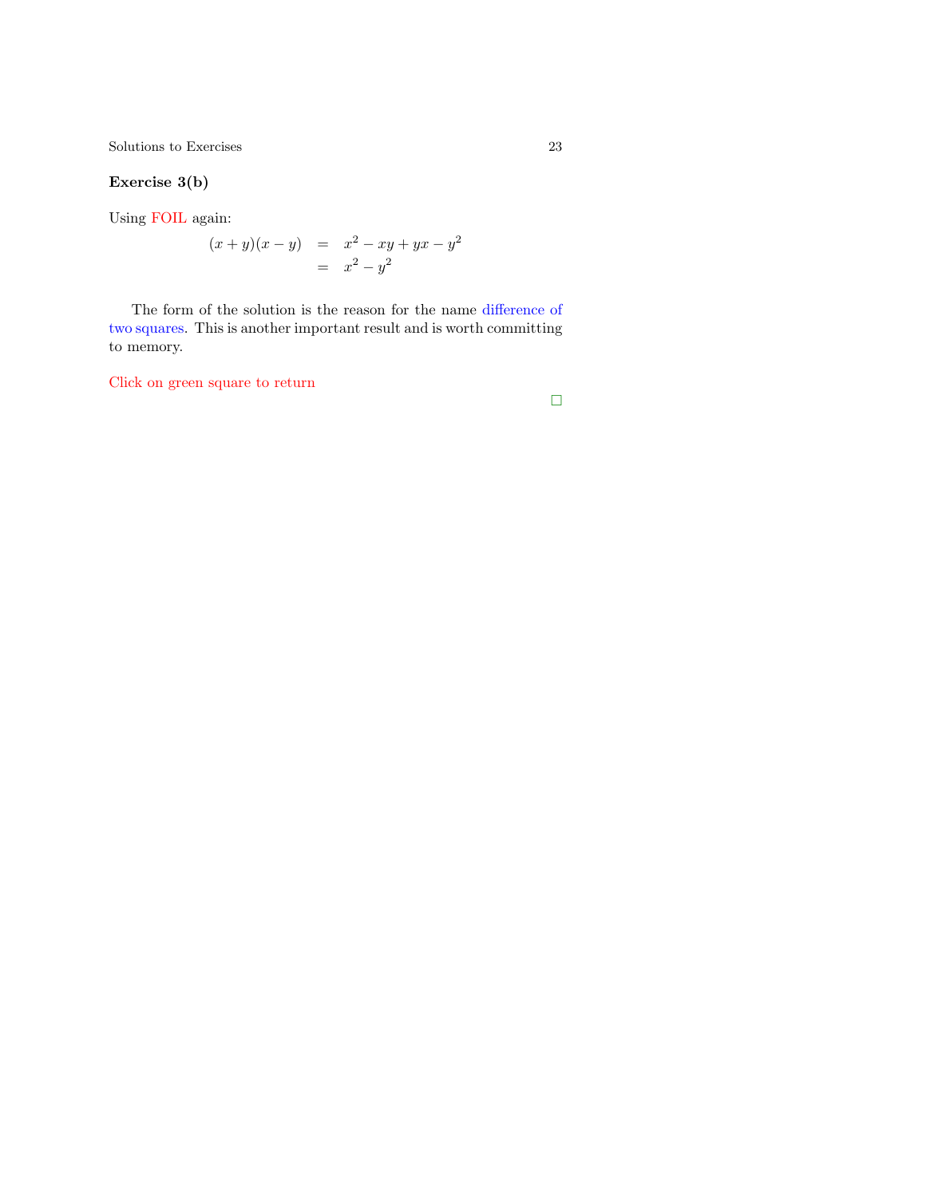**Exercise 3(b)**

Using FOIL again:

$$
\begin{aligned}
(x+y)(x-y) &= x^2 - xy + yx - y^2 \\
&= x^2 - y^2
\end{aligned}
$$

The form of the solution is the reason for the name difference of two squares. This is another important result and is worth committing to memory.

Click on green square to return

□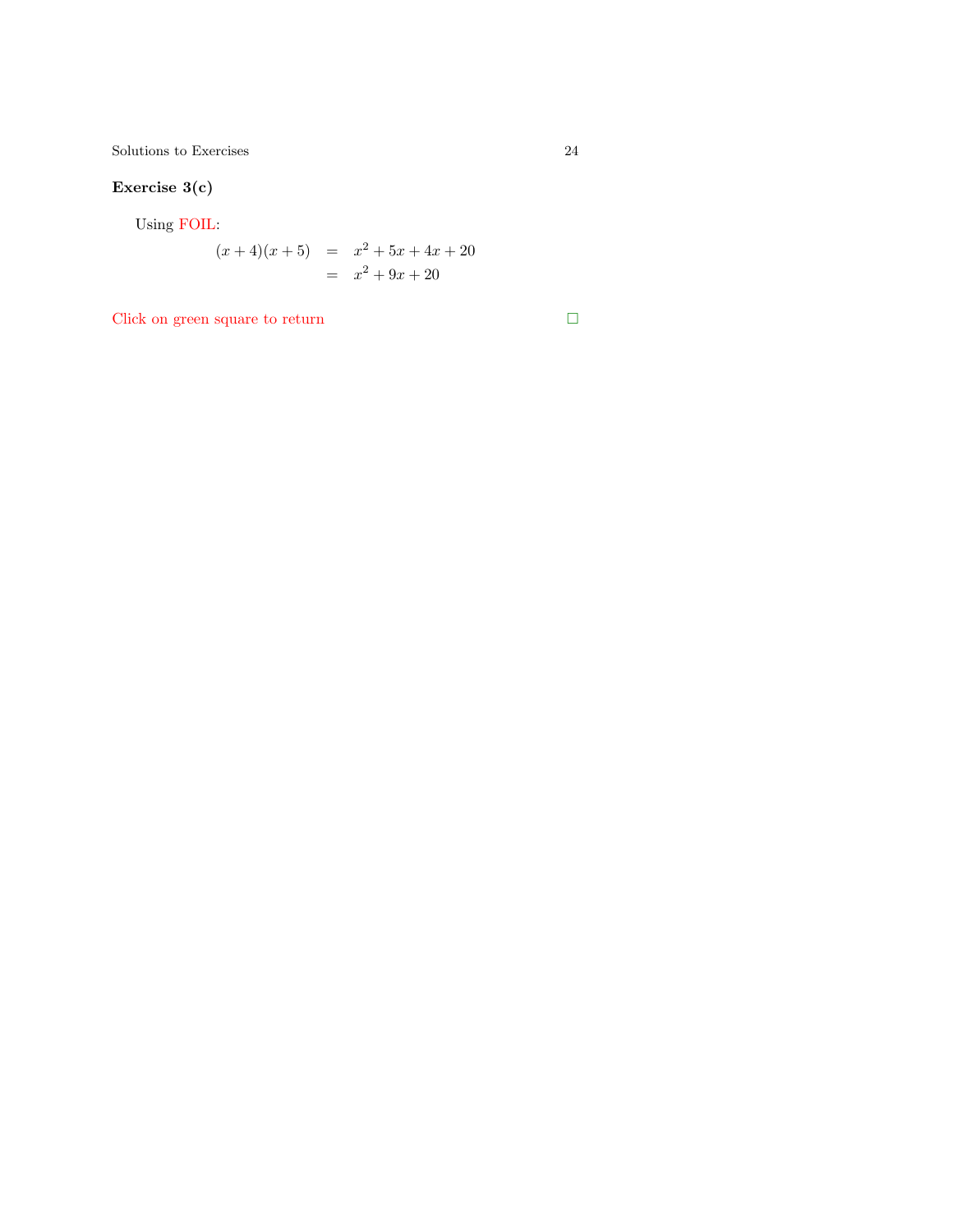**Exercise 3(c)**

Using FOIL:

$$
\begin{aligned}
(x+4)(x+5) &= x^2+5x+4x+20 \\
&= x^2+9x+20
\end{aligned}
$$

Click on green square to return □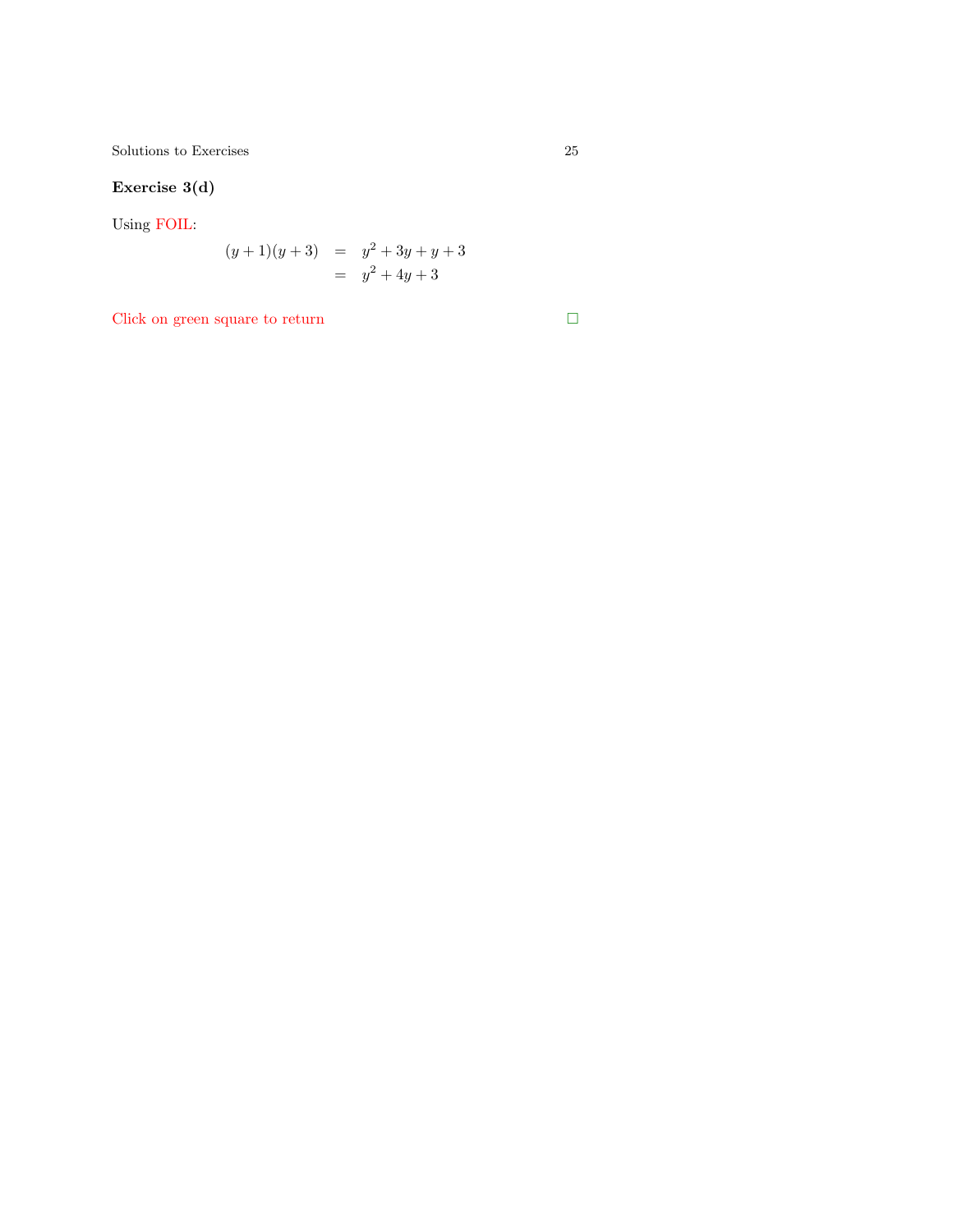**Exercise 3(d)**

Using FOIL:

$$
\begin{aligned}
(y+1)(y+3) &= y^2 + 3y + y + 3 \\
&= y^2 + 4y + 3
\end{aligned}
$$

Click on green square to return □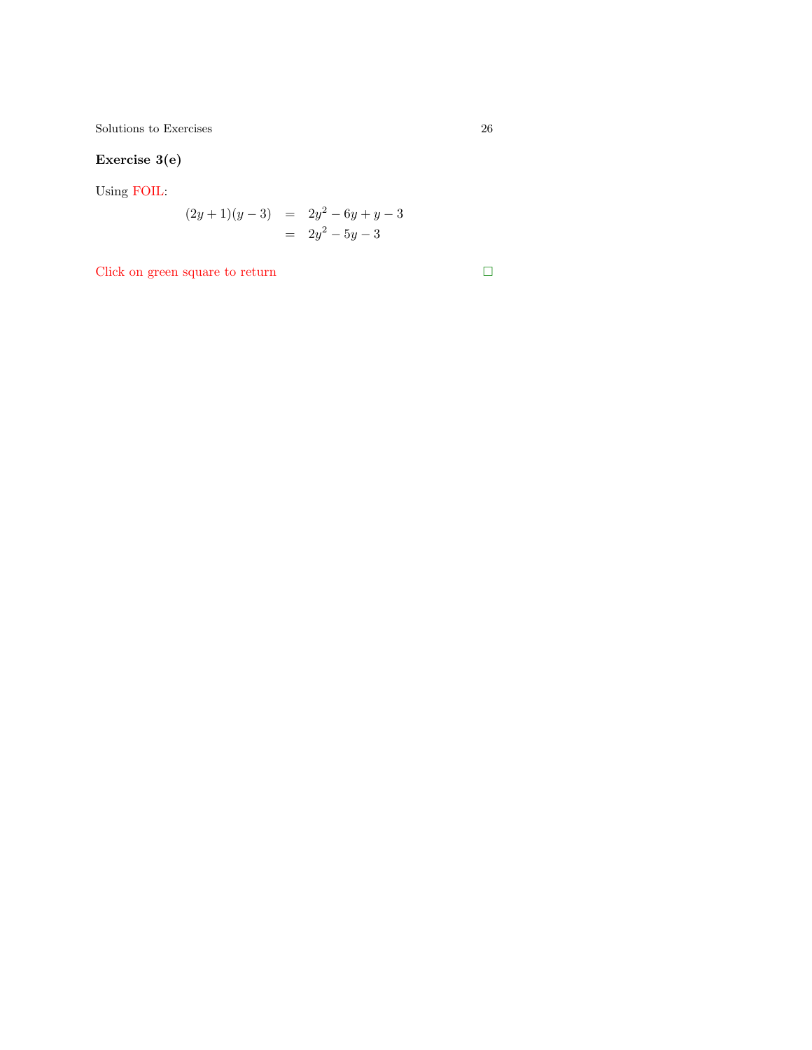**Exercise 3(e)**

Using FOIL:

$$
\begin{aligned}
(2y+1)(y-3) &= 2y^2 - 6y + y - 3 \\
&= 2y^2 - 5y - 3
\end{aligned}
$$

Click on green square to return □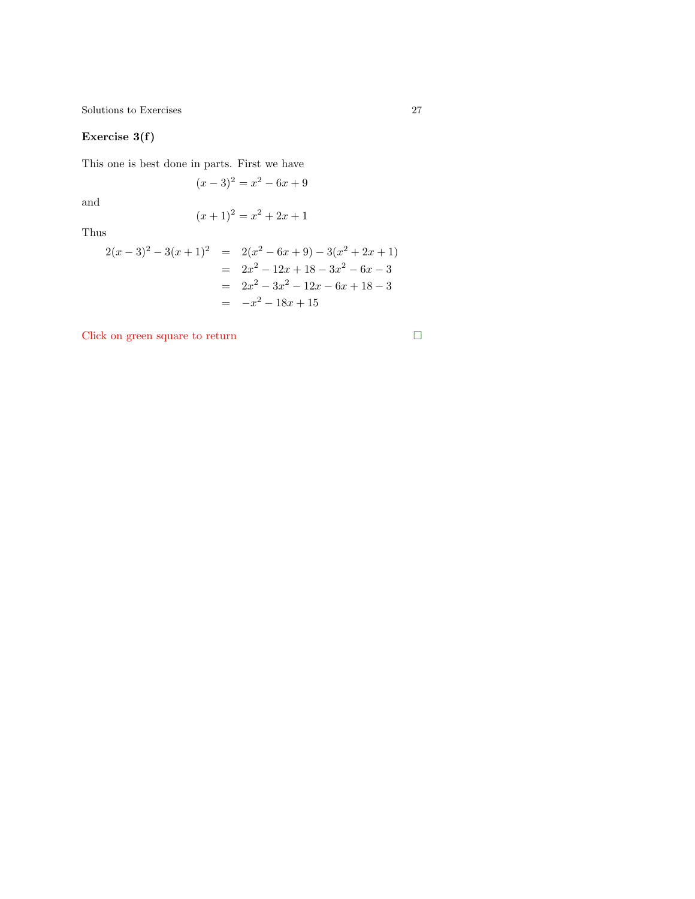**Exercise 3(f)**

This one is best done in parts. First we have

$$(x-3)^2 = x^2 - 6x + 9$$

and

$$(x+1)^2 = x^2 + 2x + 1$$

Thus

$$\begin{aligned}
2(x-3)^2 - 3(x+1)^2 &= 2(x^2 - 6x + 9) - 3(x^2 + 2x + 1) \\
&= 2x^2 - 12x + 18 - 3x^2 - 6x - 3 \\
&= 2x^2 - 3x^2 - 12x - 6x + 18 - 3 \\
&= -x^2 - 18x + 15
\end{aligned}$$

Click on green square to return □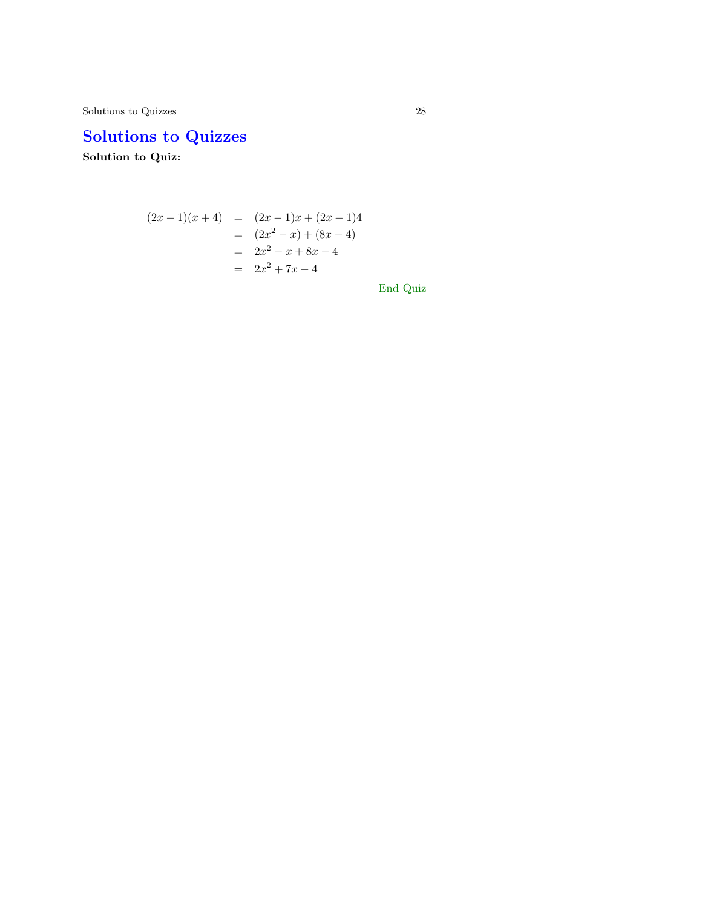# Solutions to Quizzes

**Solution to Quiz:**

$$
\begin{aligned}
(2x-1)(x+4) &= (2x-1)x + (2x-1)4 \\
&= (2x^2 - x) + (8x - 4) \\
&= 2x^2 - x + 8x - 4 \\
&= 2x^2 + 7x - 4
\end{aligned}
$$

End Quiz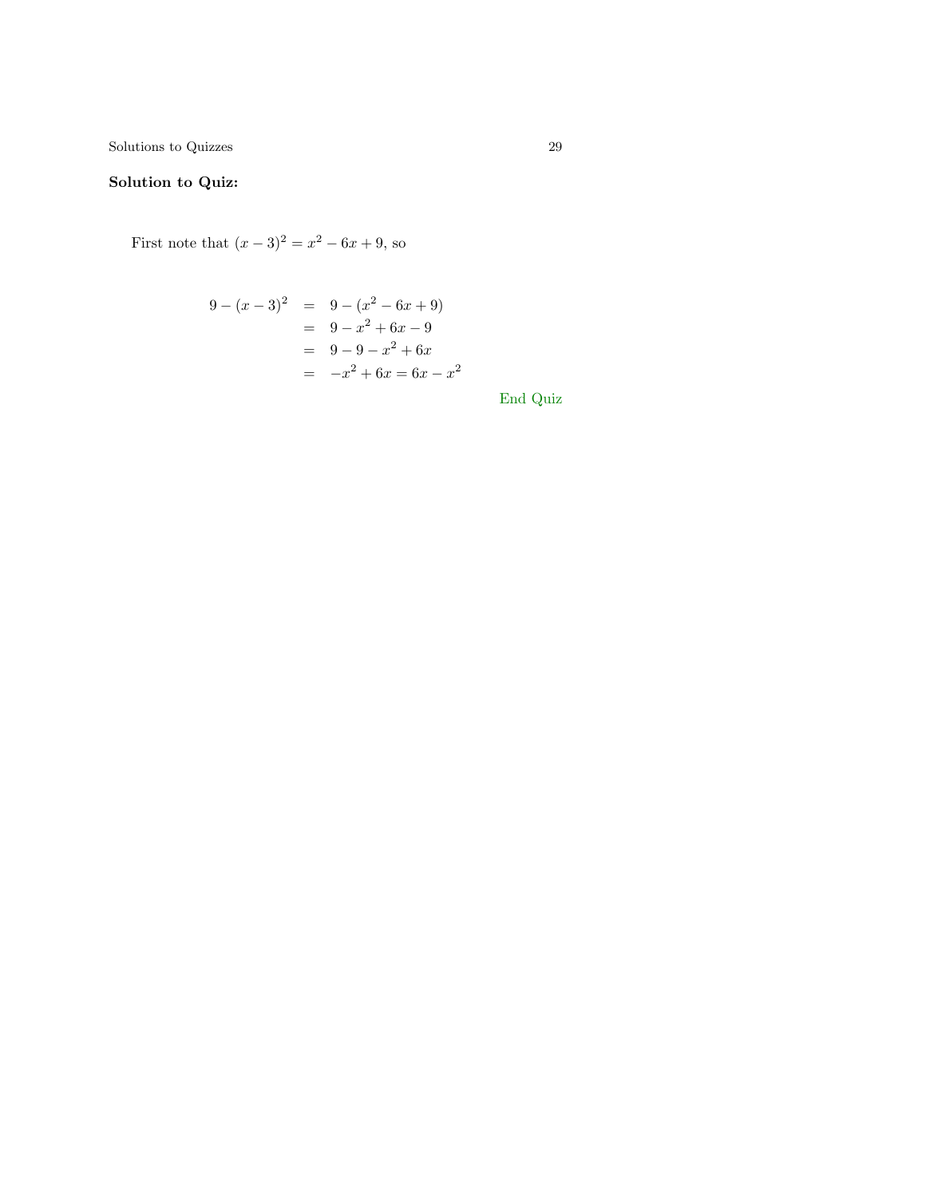**Solution to Quiz:**

First note that $(x-3)^2 = x^2 - 6x + 9$, so

$$
\begin{aligned}
9 - (x-3)^2 &= 9 - (x^2 - 6x + 9) \\
&= 9 - x^2 + 6x - 9 \\
&= 9 - 9 - x^2 + 6x \\
&= -x^2 + 6x = 6x - x^2
\end{aligned}
$$

End Quiz